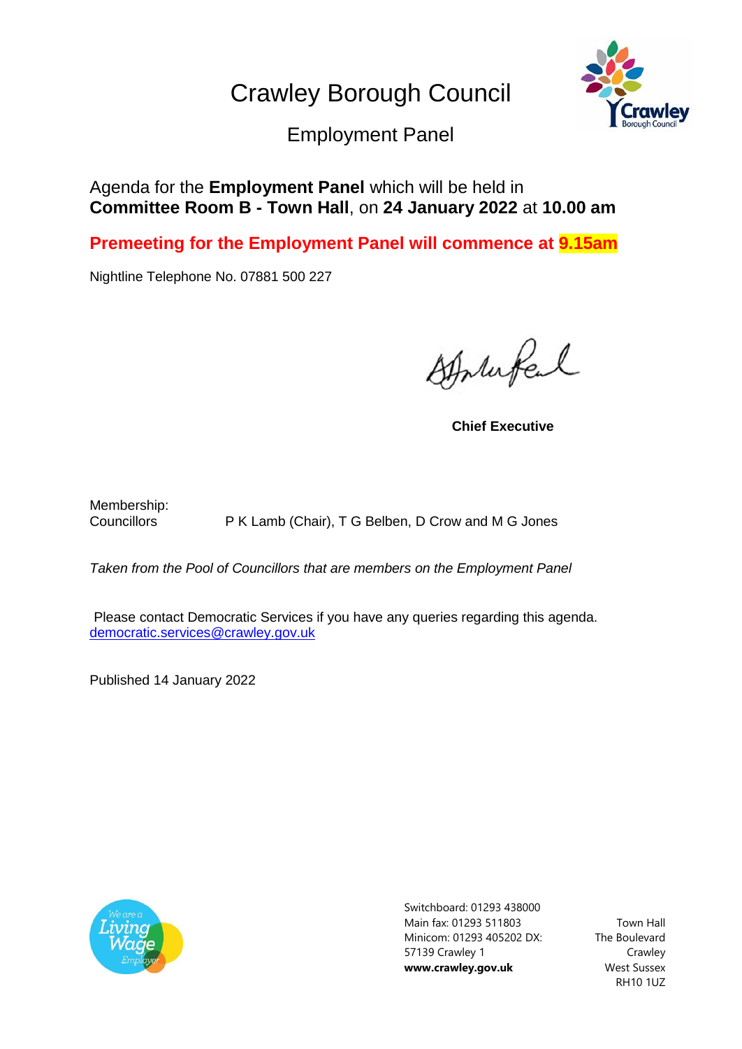# Crawley Borough Council

## Employment Panel

Agenda for the **Employment Panel** which will be held in **Committee Room B - Town Hall**, on **24 January 2022** at **10.00 am**

**Premeeting for the Employment Panel will commence at 9.15am**

Nightline Telephone No. 07881 500 227

**Chief Executive**

Membership:
Councillors P K Lamb (Chair), T G Belben, D Crow and M G Jones

*Taken from the Pool of Councillors that are members on the Employment Panel*

Please contact Democratic Services if you have any queries regarding this agenda.
democratic.services@crawley.gov.uk

Published 14 January 2022

Switchboard: 01293 438000
Main fax: 01293 511803
Minicom: 01293 405202 DX: 57139 Crawley 1
**www.crawley.gov.uk**

Town Hall
The Boulevard
Crawley
West Sussex
RH10 1UZ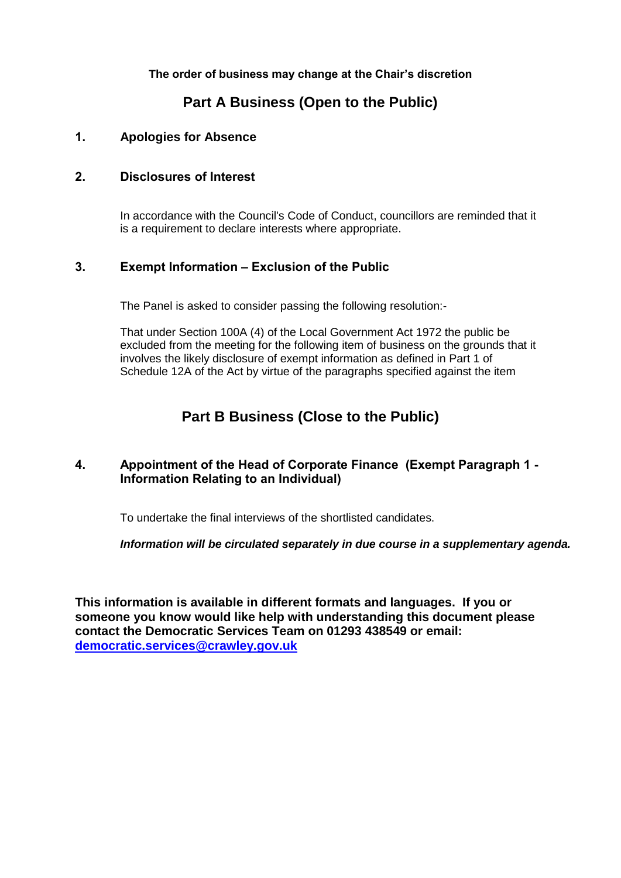**The order of business may change at the Chair's discretion**

## Part A Business (Open to the Public)

### 1. Apologies for Absence

### 2. Disclosures of Interest

In accordance with the Council's Code of Conduct, councillors are reminded that it is a requirement to declare interests where appropriate.

### 3. Exempt Information – Exclusion of the Public

The Panel is asked to consider passing the following resolution:-

That under Section 100A (4) of the Local Government Act 1972 the public be excluded from the meeting for the following item of business on the grounds that it involves the likely disclosure of exempt information as defined in Part 1 of Schedule 12A of the Act by virtue of the paragraphs specified against the item

## Part B Business (Close to the Public)

### 4. Appointment of the Head of Corporate Finance (Exempt Paragraph 1 - Information Relating to an Individual)

To undertake the final interviews of the shortlisted candidates.

***Information will be circulated separately in due course in a supplementary agenda.***

**This information is available in different formats and languages. If you or someone you know would like help with understanding this document please contact the Democratic Services Team on 01293 438549 or email: democratic.services@crawley.gov.uk**